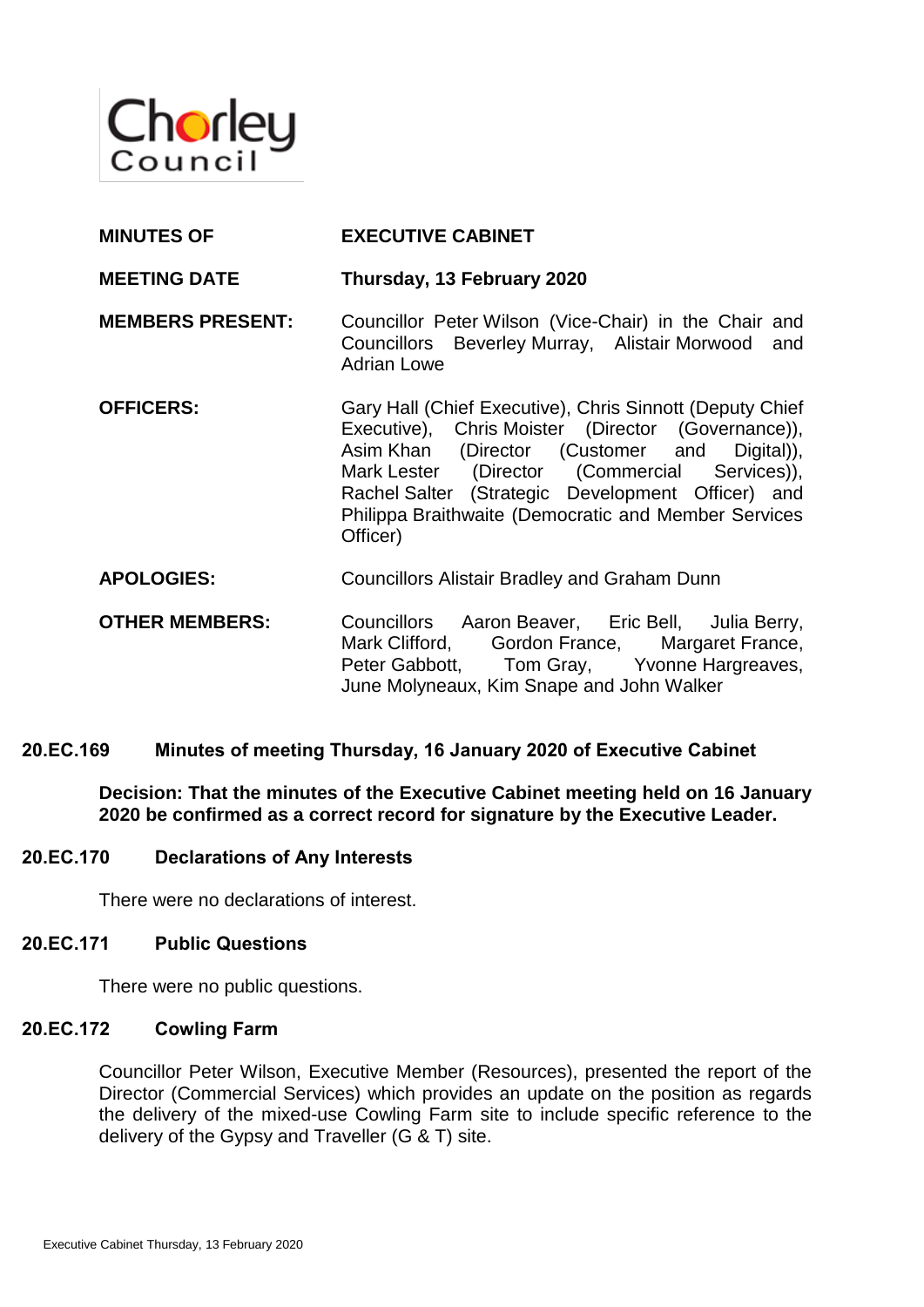Chorley Council

| | |
|---|---|
| **MINUTES OF** | **EXECUTIVE CABINET** |
| **MEETING DATE** | **Thursday, 13 February 2020** |
| **MEMBERS PRESENT:** | Councillor Peter Wilson (Vice-Chair) in the Chair and Councillors Beverley Murray, Alistair Morwood and Adrian Lowe |
| **OFFICERS:** | Gary Hall (Chief Executive), Chris Sinnott (Deputy Chief Executive), Chris Moister (Director (Governance)), Asim Khan (Director (Customer and Digital)), Mark Lester (Director (Commercial Services)), Rachel Salter (Strategic Development Officer) and Philippa Braithwaite (Democratic and Member Services Officer) |
| **APOLOGIES:** | Councillors Alistair Bradley and Graham Dunn |
| **OTHER MEMBERS:** | Councillors Aaron Beaver, Eric Bell, Julia Berry, Mark Clifford, Gordon France, Margaret France, Peter Gabbott, Tom Gray, Yvonne Hargreaves, June Molyneaux, Kim Snape and John Walker |

### 20.EC.169 Minutes of meeting Thursday, 16 January 2020 of Executive Cabinet

**Decision: That the minutes of the Executive Cabinet meeting held on 16 January 2020 be confirmed as a correct record for signature by the Executive Leader.**

### 20.EC.170 Declarations of Any Interests

There were no declarations of interest.

### 20.EC.171 Public Questions

There were no public questions.

### 20.EC.172 Cowling Farm

Councillor Peter Wilson, Executive Member (Resources), presented the report of the Director (Commercial Services) which provides an update on the position as regards the delivery of the mixed-use Cowling Farm site to include specific reference to the delivery of the Gypsy and Traveller (G & T) site.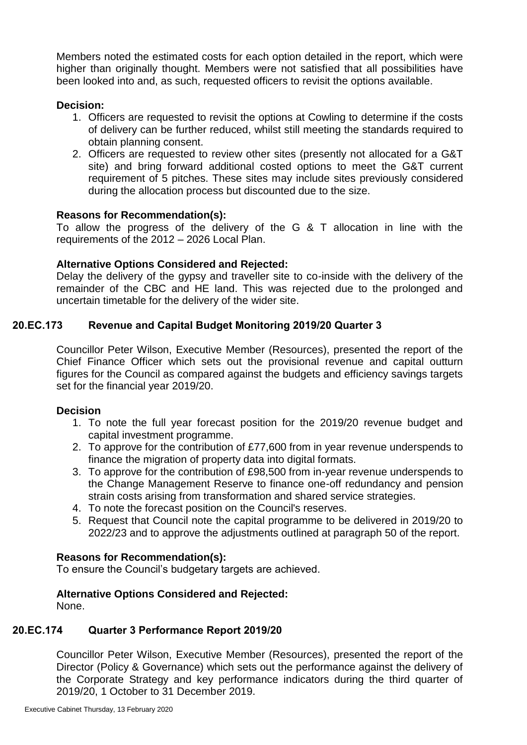Members noted the estimated costs for each option detailed in the report, which were higher than originally thought. Members were not satisfied that all possibilities have been looked into and, as such, requested officers to revisit the options available.

**Decision:**

1. Officers are requested to revisit the options at Cowling to determine if the costs of delivery can be further reduced, whilst still meeting the standards required to obtain planning consent.
2. Officers are requested to review other sites (presently not allocated for a G&T site) and bring forward additional costed options to meet the G&T current requirement of 5 pitches. These sites may include sites previously considered during the allocation process but discounted due to the size.

**Reasons for Recommendation(s):**

To allow the progress of the delivery of the G & T allocation in line with the requirements of the 2012 – 2026 Local Plan.

**Alternative Options Considered and Rejected:**

Delay the delivery of the gypsy and traveller site to co-inside with the delivery of the remainder of the CBC and HE land. This was rejected due to the prolonged and uncertain timetable for the delivery of the wider site.

## 20.EC.173 Revenue and Capital Budget Monitoring 2019/20 Quarter 3

Councillor Peter Wilson, Executive Member (Resources), presented the report of the Chief Finance Officer which sets out the provisional revenue and capital outturn figures for the Council as compared against the budgets and efficiency savings targets set for the financial year 2019/20.

**Decision**

1. To note the full year forecast position for the 2019/20 revenue budget and capital investment programme.
2. To approve for the contribution of £77,600 from in year revenue underspends to finance the migration of property data into digital formats.
3. To approve for the contribution of £98,500 from in-year revenue underspends to the Change Management Reserve to finance one-off redundancy and pension strain costs arising from transformation and shared service strategies.
4. To note the forecast position on the Council's reserves.
5. Request that Council note the capital programme to be delivered in 2019/20 to 2022/23 and to approve the adjustments outlined at paragraph 50 of the report.

**Reasons for Recommendation(s):**

To ensure the Council's budgetary targets are achieved.

**Alternative Options Considered and Rejected:**

None.

## 20.EC.174 Quarter 3 Performance Report 2019/20

Councillor Peter Wilson, Executive Member (Resources), presented the report of the Director (Policy & Governance) which sets out the performance against the delivery of the Corporate Strategy and key performance indicators during the third quarter of 2019/20, 1 October to 31 December 2019.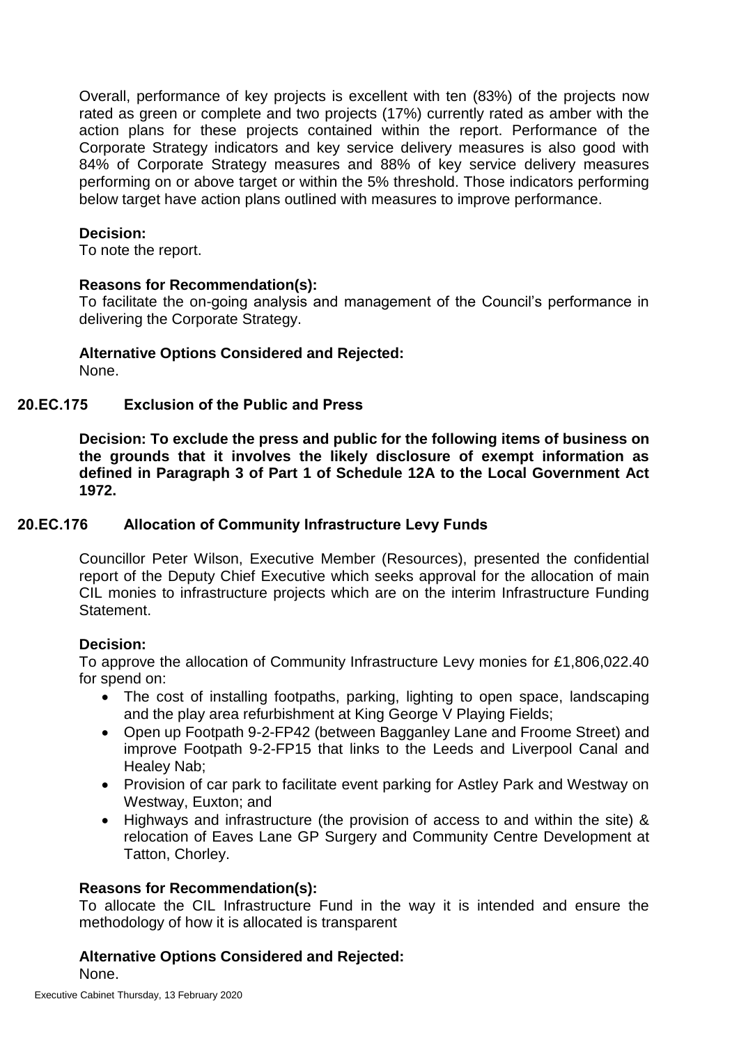Overall, performance of key projects is excellent with ten (83%) of the projects now rated as green or complete and two projects (17%) currently rated as amber with the action plans for these projects contained within the report. Performance of the Corporate Strategy indicators and key service delivery measures is also good with 84% of Corporate Strategy measures and 88% of key service delivery measures performing on or above target or within the 5% threshold. Those indicators performing below target have action plans outlined with measures to improve performance.

**Decision:**
To note the report.

**Reasons for Recommendation(s):**
To facilitate the on-going analysis and management of the Council's performance in delivering the Corporate Strategy.

**Alternative Options Considered and Rejected:**
None.

## 20.EC.175 Exclusion of the Public and Press

**Decision: To exclude the press and public for the following items of business on the grounds that it involves the likely disclosure of exempt information as defined in Paragraph 3 of Part 1 of Schedule 12A to the Local Government Act 1972.**

## 20.EC.176 Allocation of Community Infrastructure Levy Funds

Councillor Peter Wilson, Executive Member (Resources), presented the confidential report of the Deputy Chief Executive which seeks approval for the allocation of main CIL monies to infrastructure projects which are on the interim Infrastructure Funding Statement.

**Decision:**
To approve the allocation of Community Infrastructure Levy monies for £1,806,022.40 for spend on:

- The cost of installing footpaths, parking, lighting to open space, landscaping and the play area refurbishment at King George V Playing Fields;
- Open up Footpath 9-2-FP42 (between Bagganley Lane and Froome Street) and improve Footpath 9-2-FP15 that links to the Leeds and Liverpool Canal and Healey Nab;
- Provision of car park to facilitate event parking for Astley Park and Westway on Westway, Euxton; and
- Highways and infrastructure (the provision of access to and within the site) & relocation of Eaves Lane GP Surgery and Community Centre Development at Tatton, Chorley.

**Reasons for Recommendation(s):**
To allocate the CIL Infrastructure Fund in the way it is intended and ensure the methodology of how it is allocated is transparent

**Alternative Options Considered and Rejected:**
None.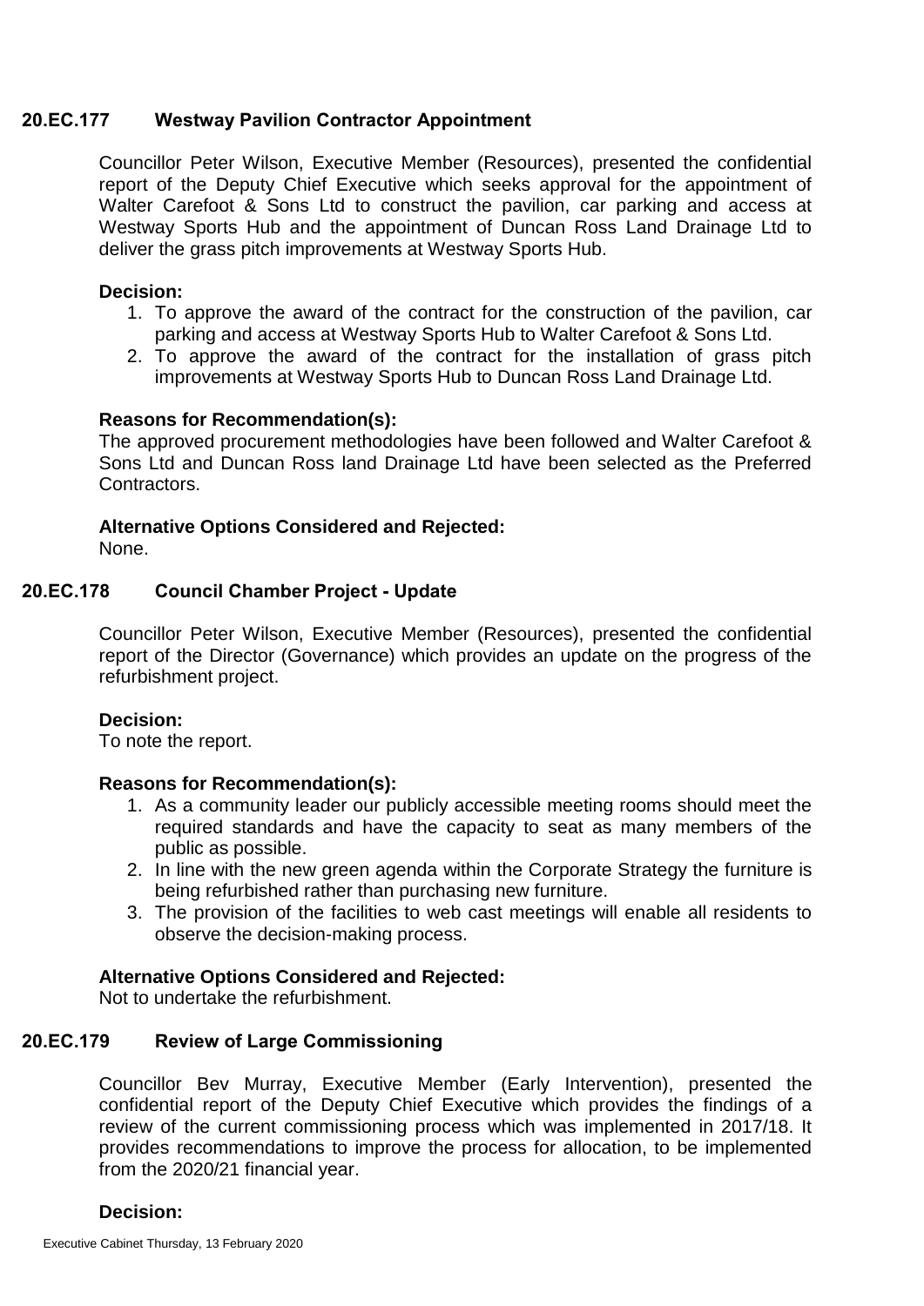### 20.EC.177 Westway Pavilion Contractor Appointment

Councillor Peter Wilson, Executive Member (Resources), presented the confidential report of the Deputy Chief Executive which seeks approval for the appointment of Walter Carefoot & Sons Ltd to construct the pavilion, car parking and access at Westway Sports Hub and the appointment of Duncan Ross Land Drainage Ltd to deliver the grass pitch improvements at Westway Sports Hub.

**Decision:**

1. To approve the award of the contract for the construction of the pavilion, car parking and access at Westway Sports Hub to Walter Carefoot & Sons Ltd.
2. To approve the award of the contract for the installation of grass pitch improvements at Westway Sports Hub to Duncan Ross Land Drainage Ltd.

**Reasons for Recommendation(s):**
The approved procurement methodologies have been followed and Walter Carefoot & Sons Ltd and Duncan Ross land Drainage Ltd have been selected as the Preferred Contractors.

**Alternative Options Considered and Rejected:**
None.

### 20.EC.178 Council Chamber Project - Update

Councillor Peter Wilson, Executive Member (Resources), presented the confidential report of the Director (Governance) which provides an update on the progress of the refurbishment project.

**Decision:**
To note the report.

**Reasons for Recommendation(s):**

1. As a community leader our publicly accessible meeting rooms should meet the required standards and have the capacity to seat as many members of the public as possible.
2. In line with the new green agenda within the Corporate Strategy the furniture is being refurbished rather than purchasing new furniture.
3. The provision of the facilities to web cast meetings will enable all residents to observe the decision-making process.

**Alternative Options Considered and Rejected:**
Not to undertake the refurbishment.

### 20.EC.179 Review of Large Commissioning

Councillor Bev Murray, Executive Member (Early Intervention), presented the confidential report of the Deputy Chief Executive which provides the findings of a review of the current commissioning process which was implemented in 2017/18. It provides recommendations to improve the process for allocation, to be implemented from the 2020/21 financial year.

**Decision:**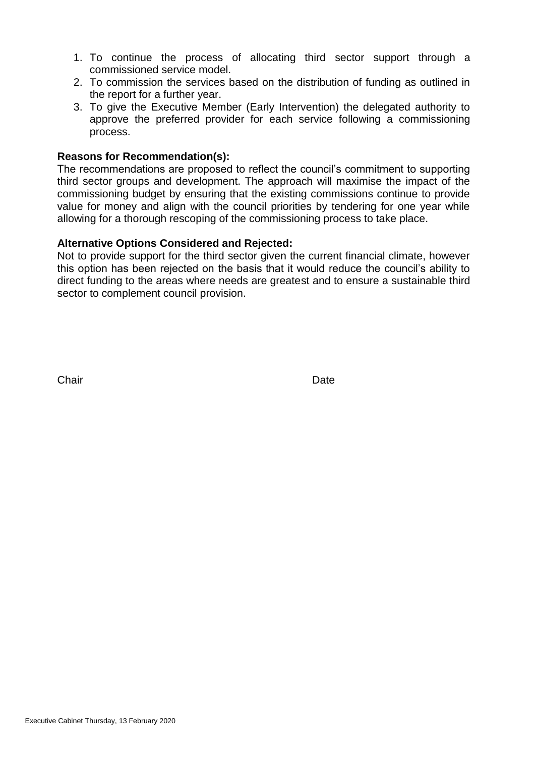1. To continue the process of allocating third sector support through a commissioned service model.
2. To commission the services based on the distribution of funding as outlined in the report for a further year.
3. To give the Executive Member (Early Intervention) the delegated authority to approve the preferred provider for each service following a commissioning process.

**Reasons for Recommendation(s):**
The recommendations are proposed to reflect the council's commitment to supporting third sector groups and development. The approach will maximise the impact of the commissioning budget by ensuring that the existing commissions continue to provide value for money and align with the council priorities by tendering for one year while allowing for a thorough rescoping of the commissioning process to take place.

**Alternative Options Considered and Rejected:**
Not to provide support for the third sector given the current financial climate, however this option has been rejected on the basis that it would reduce the council's ability to direct funding to the areas where needs are greatest and to ensure a sustainable third sector to complement council provision.

Chair Date